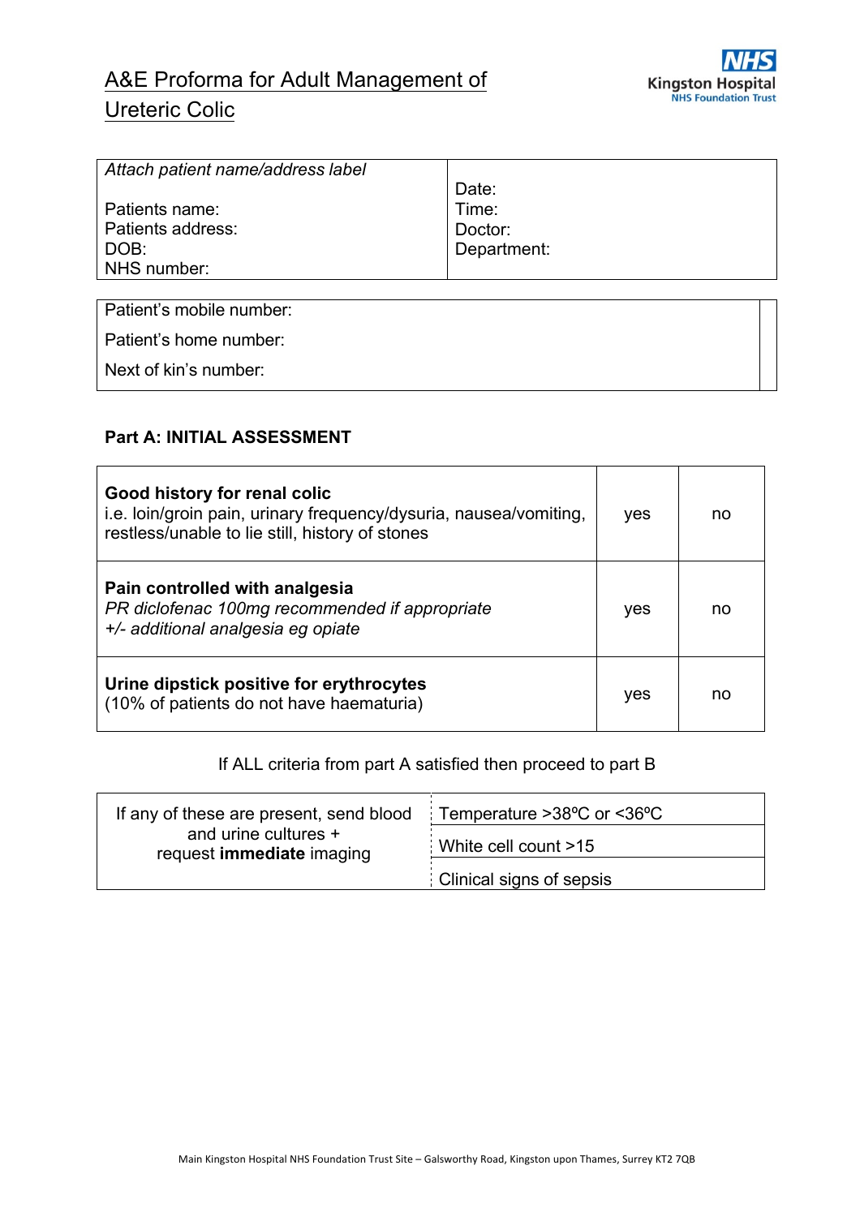# A&E Proforma for Adult Management of Ureteric Colic

NHS Kingston Hospital NHS Foundation Trust

| *Attach patient name/address label*<br><br>Patients name:<br>Patients address:<br>DOB:<br>NHS number: | Date:<br>Time:<br>Doctor:<br>Department: |
|---|---|

| |
|---|
| Patient's mobile number: |
| Patient's home number: |
| Next of kin's number: |

**Part A: INITIAL ASSESSMENT**

| | | |
|---|---|---|
| **Good history for renal colic**<br>i.e. loin/groin pain, urinary frequency/dysuria, nausea/vomiting, restless/unable to lie still, history of stones | yes | no |
| **Pain controlled with analgesia**<br>*PR diclofenac 100mg recommended if appropriate*<br>*+/- additional analgesia eg opiate* | yes | no |
| **Urine dipstick positive for erythrocytes**<br>(10% of patients do not have haematuria) | yes | no |

If ALL criteria from part A satisfied then proceed to part B

| | |
|---|---|
| If any of these are present, send blood and urine cultures + request **immediate** imaging | Temperature >38ºC or <36ºC |
| | White cell count >15 |
| | Clinical signs of sepsis |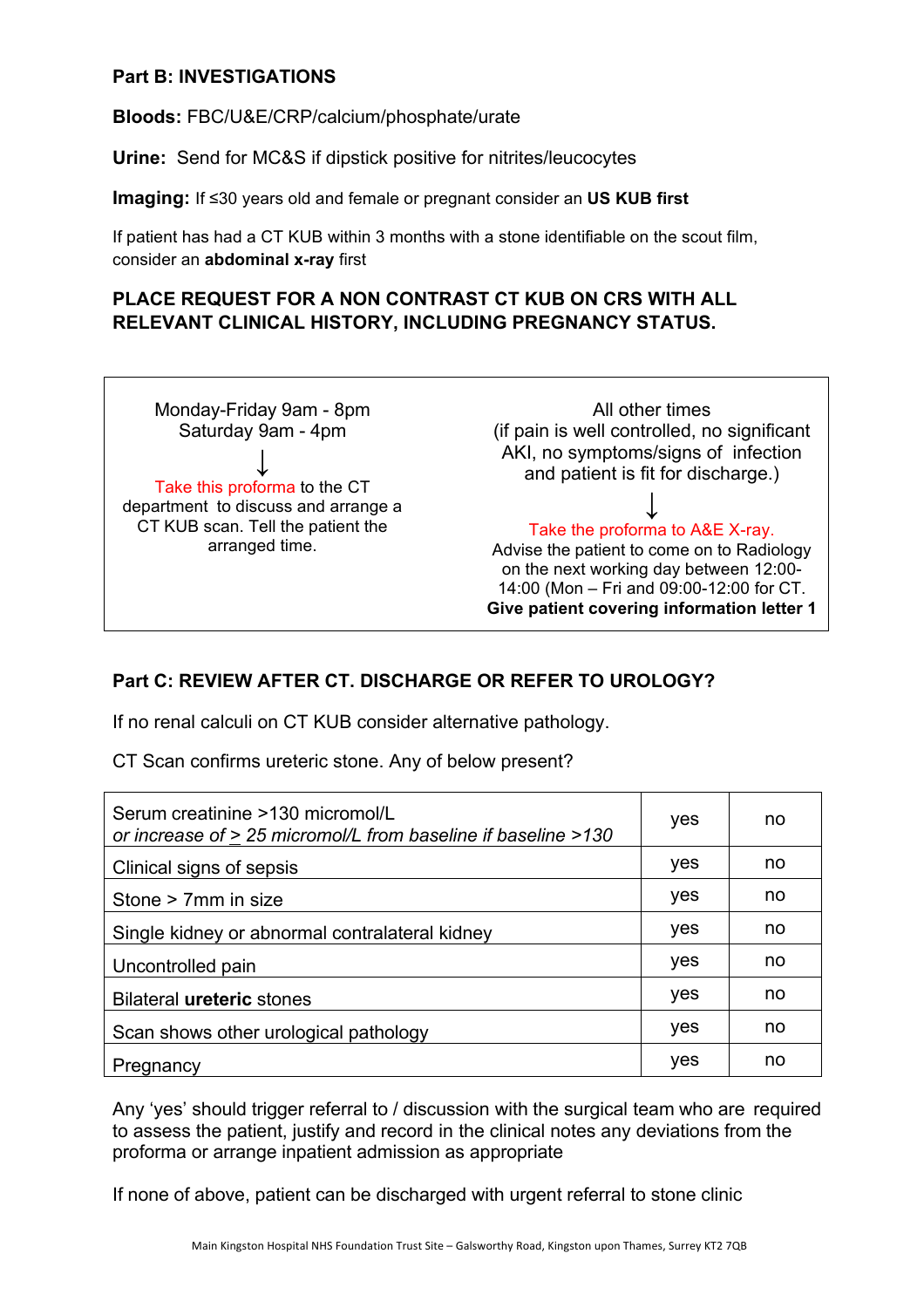**Part B: INVESTIGATIONS**

**Bloods:** FBC/U&E/CRP/calcium/phosphate/urate

**Urine:** Send for MC&S if dipstick positive for nitrites/leucocytes

**Imaging:** If ≤30 years old and female or pregnant consider an **US KUB first**

If patient has had a CT KUB within 3 months with a stone identifiable on the scout film, consider an **abdominal x-ray** first

**PLACE REQUEST FOR A NON CONTRAST CT KUB ON CRS WITH ALL RELEVANT CLINICAL HISTORY, INCLUDING PREGNANCY STATUS.**

| Monday-Friday 9am - 8pm<br>Saturday 9am - 4pm<br>↓<br>Take this proforma to the CT department to discuss and arrange a CT KUB scan. Tell the patient the arranged time. | All other times<br>(if pain is well controlled, no significant AKI, no symptoms/signs of infection and patient is fit for discharge.)<br>↓<br>Take the proforma to A&E X-ray.<br>Advise the patient to come on to Radiology on the next working day between 12:00-14:00 (Mon – Fri and 09:00-12:00 for CT.<br>**Give patient covering information letter 1** |
|---|---|

**Part C: REVIEW AFTER CT. DISCHARGE OR REFER TO UROLOGY?**

If no renal calculi on CT KUB consider alternative pathology.

CT Scan confirms ureteric stone. Any of below present?

| | | |
|---|---|---|
| Serum creatinine >130 micromol/L<br>*or increase of ≥ 25 micromol/L from baseline if baseline >130* | yes | no |
| Clinical signs of sepsis | yes | no |
| Stone > 7mm in size | yes | no |
| Single kidney or abnormal contralateral kidney | yes | no |
| Uncontrolled pain | yes | no |
| Bilateral **ureteric** stones | yes | no |
| Scan shows other urological pathology | yes | no |
| Pregnancy | yes | no |

Any 'yes' should trigger referral to / discussion with the surgical team who are required to assess the patient, justify and record in the clinical notes any deviations from the proforma or arrange inpatient admission as appropriate

If none of above, patient can be discharged with urgent referral to stone clinic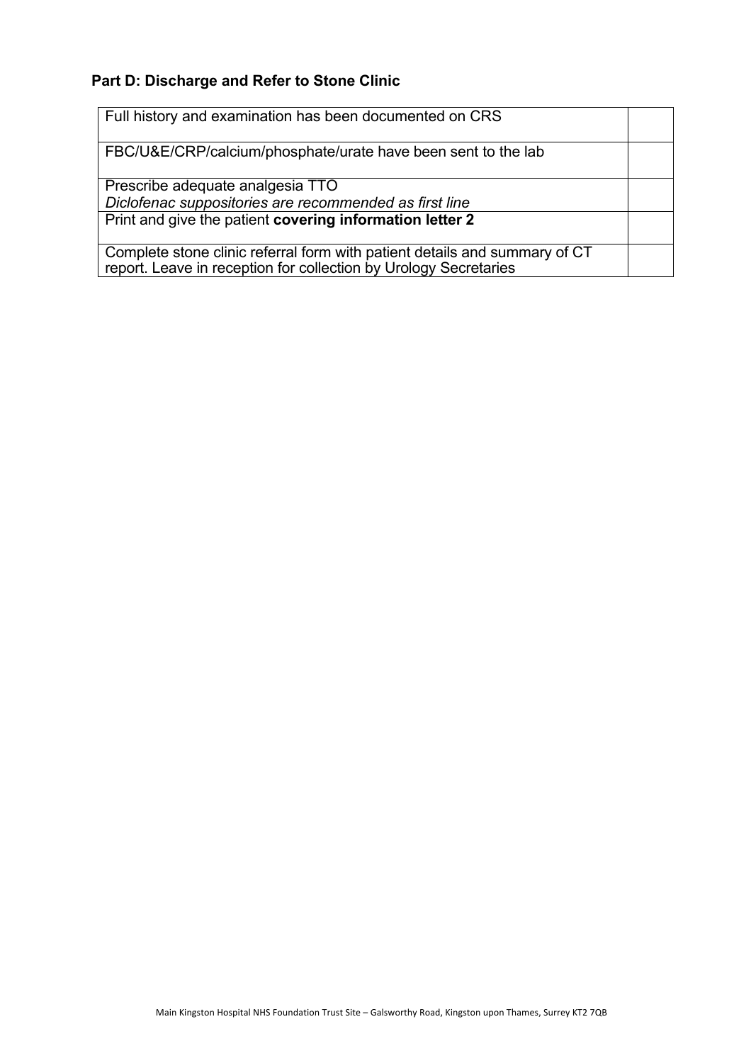## Part D: Discharge and Refer to Stone Clinic

| | |
|---|---|
| Full history and examination has been documented on CRS | |
| FBC/U&E/CRP/calcium/phosphate/urate have been sent to the lab | |
| Prescribe adequate analgesia TTO<br>*Diclofenac suppositories are recommended as first line* | |
| Print and give the patient **covering information letter 2** | |
| Complete stone clinic referral form with patient details and summary of CT report. Leave in reception for collection by Urology Secretaries | |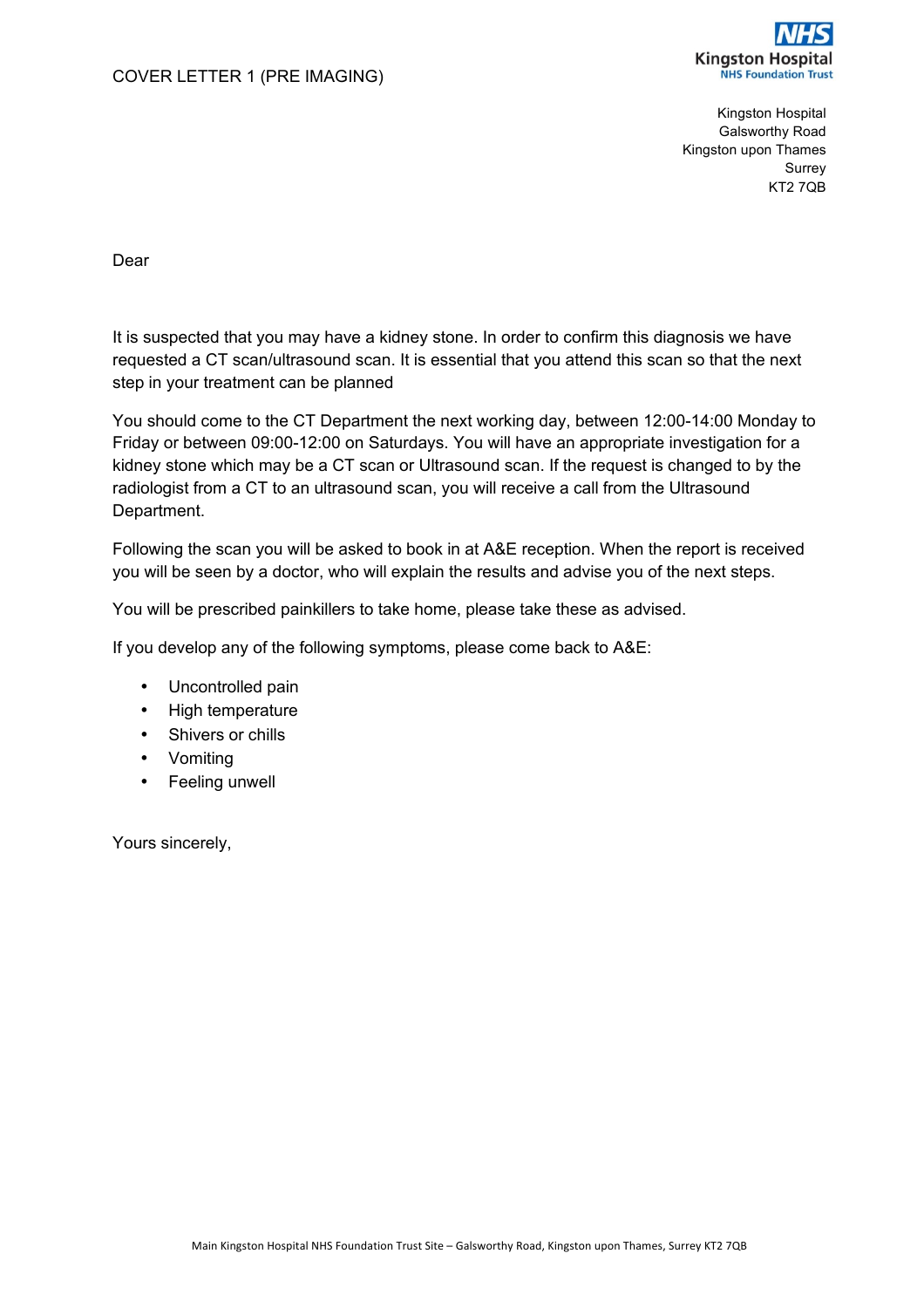COVER LETTER 1 (PRE IMAGING)

NHS
Kingston Hospital
NHS Foundation Trust

Kingston Hospital
Galsworthy Road
Kingston upon Thames
Surrey
KT2 7QB

Dear

It is suspected that you may have a kidney stone. In order to confirm this diagnosis we have requested a CT scan/ultrasound scan. It is essential that you attend this scan so that the next step in your treatment can be planned

You should come to the CT Department the next working day, between 12:00-14:00 Monday to Friday or between 09:00-12:00 on Saturdays. You will have an appropriate investigation for a kidney stone which may be a CT scan or Ultrasound scan. If the request is changed to by the radiologist from a CT to an ultrasound scan, you will receive a call from the Ultrasound Department.

Following the scan you will be asked to book in at A&E reception. When the report is received you will be seen by a doctor, who will explain the results and advise you of the next steps.

You will be prescribed painkillers to take home, please take these as advised.

If you develop any of the following symptoms, please come back to A&E:

- Uncontrolled pain
- High temperature
- Shivers or chills
- Vomiting
- Feeling unwell

Yours sincerely,

Main Kingston Hospital NHS Foundation Trust Site – Galsworthy Road, Kingston upon Thames, Surrey KT2 7QB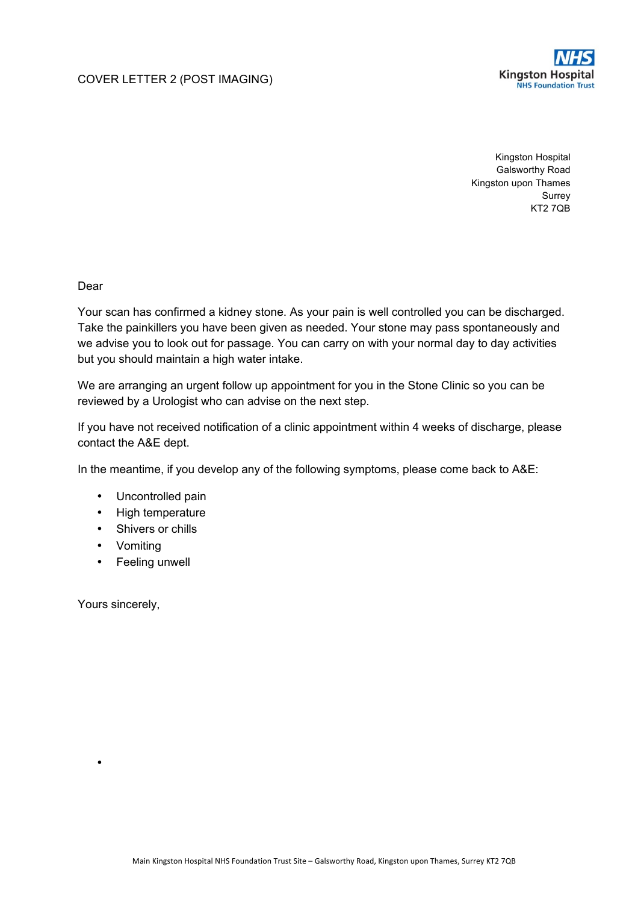COVER LETTER 2 (POST IMAGING)

Kingston Hospital
NHS Foundation Trust

Kingston Hospital
Galsworthy Road
Kingston upon Thames
Surrey
KT2 7QB

Dear

Your scan has confirmed a kidney stone. As your pain is well controlled you can be discharged. Take the painkillers you have been given as needed. Your stone may pass spontaneously and we advise you to look out for passage. You can carry on with your normal day to day activities but you should maintain a high water intake.

We are arranging an urgent follow up appointment for you in the Stone Clinic so you can be reviewed by a Urologist who can advise on the next step.

If you have not received notification of a clinic appointment within 4 weeks of discharge, please contact the A&E dept.

In the meantime, if you develop any of the following symptoms, please come back to A&E:

- Uncontrolled pain
- High temperature
- Shivers or chills
- Vomiting
- Feeling unwell

Yours sincerely,